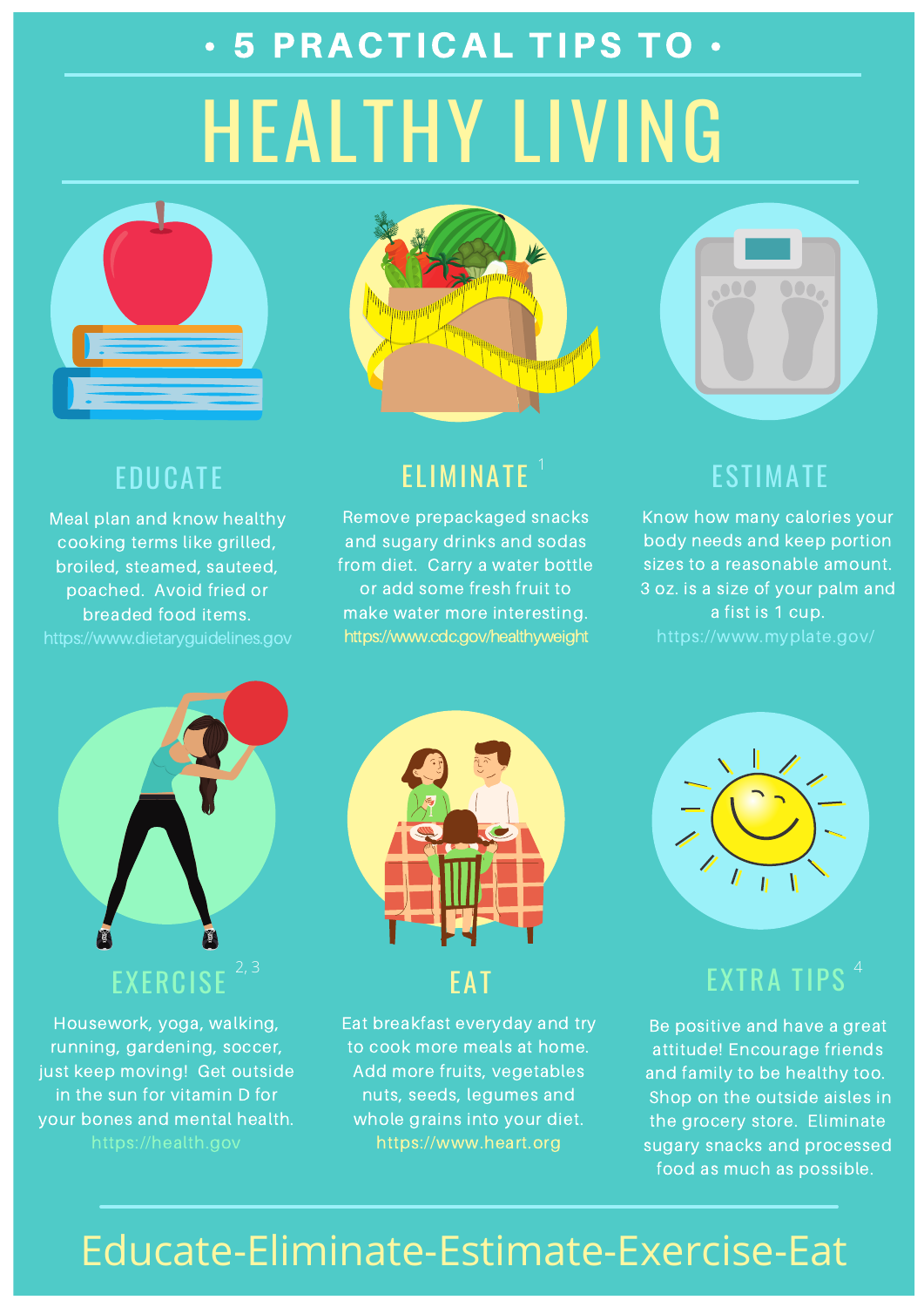# • 5 PRACTICAL TIPS TO •

# HEALTHY LIVING

## EDUCATE

Meal plan and know healthy cooking terms like grilled, broiled, steamed, sauteed, poached. Avoid fried or breaded food items.

https://www.dietaryguidelines.gov

## ELIMINATE [1]

Remove prepackaged snacks and sugary drinks and sodas from diet. Carry a water bottle or add some fresh fruit to make water more interesting.

https://www.cdc.gov/healthyweight

## ESTIMATE

Know how many calories your body needs and keep portion sizes to a reasonable amount. 3 oz. is a size of your palm and a fist is 1 cup.

https://www.myplate.gov/

## EXERCISE [2, 3]

Housework, yoga, walking, running, gardening, soccer, just keep moving! Get outside in the sun for vitamin D for your bones and mental health.

https://health.gov

## EAT

Eat breakfast everyday and try to cook more meals at home. Add more fruits, vegetables nuts, seeds, legumes and whole grains into your diet.

https://www.heart.org

## EXTRA TIPS [4]

Be positive and have a great attitude! Encourage friends and family to be healthy too. Shop on the outside aisles in the grocery store. Eliminate sugary snacks and processed food as much as possible.

Educate-Eliminate-Estimate-Exercise-Eat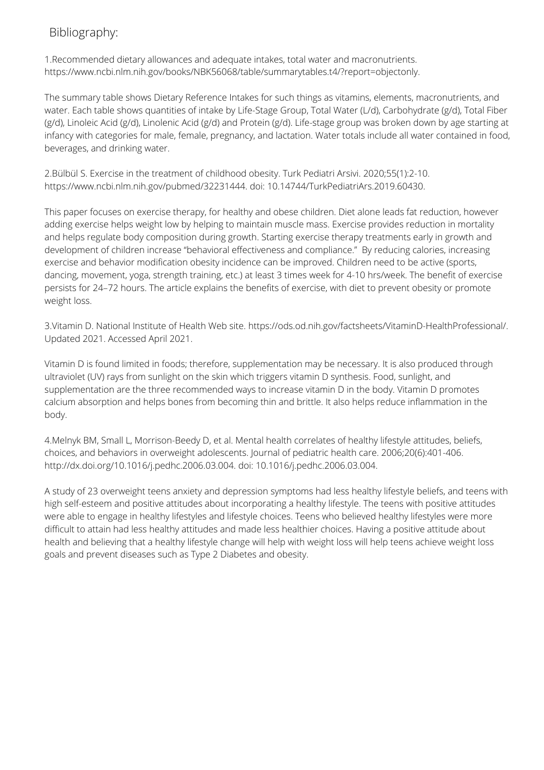# Bibliography:

1.Recommended dietary allowances and adequate intakes, total water and macronutrients. https://www.ncbi.nlm.nih.gov/books/NBK56068/table/summarytables.t4/?report=objectonly.

The summary table shows Dietary Reference Intakes for such things as vitamins, elements, macronutrients, and water. Each table shows quantities of intake by Life-Stage Group, Total Water (L/d), Carbohydrate (g/d), Total Fiber (g/d), Linoleic Acid (g/d), Linolenic Acid (g/d) and Protein (g/d). Life-stage group was broken down by age starting at infancy with categories for male, female, pregnancy, and lactation. Water totals include all water contained in food, beverages, and drinking water.

2.Bülbül S. Exercise in the treatment of childhood obesity. Turk Pediatri Arsivi. 2020;55(1):2-10. https://www.ncbi.nlm.nih.gov/pubmed/32231444. doi: 10.14744/TurkPediatriArs.2019.60430.

This paper focuses on exercise therapy, for healthy and obese children. Diet alone leads fat reduction, however adding exercise helps weight low by helping to maintain muscle mass. Exercise provides reduction in mortality and helps regulate body composition during growth. Starting exercise therapy treatments early in growth and development of children increase "behavioral effectiveness and compliance." By reducing calories, increasing exercise and behavior modification obesity incidence can be improved. Children need to be active (sports, dancing, movement, yoga, strength training, etc.) at least 3 times week for 4-10 hrs/week. The benefit of exercise persists for 24–72 hours. The article explains the benefits of exercise, with diet to prevent obesity or promote weight loss.

3.Vitamin D. National Institute of Health Web site. https://ods.od.nih.gov/factsheets/VitaminD-HealthProfessional/. Updated 2021. Accessed April 2021.

Vitamin D is found limited in foods; therefore, supplementation may be necessary. It is also produced through ultraviolet (UV) rays from sunlight on the skin which triggers vitamin D synthesis. Food, sunlight, and supplementation are the three recommended ways to increase vitamin D in the body. Vitamin D promotes calcium absorption and helps bones from becoming thin and brittle. It also helps reduce inflammation in the body.

4.Melnyk BM, Small L, Morrison-Beedy D, et al. Mental health correlates of healthy lifestyle attitudes, beliefs, choices, and behaviors in overweight adolescents. Journal of pediatric health care. 2006;20(6):401-406. http://dx.doi.org/10.1016/j.pedhc.2006.03.004. doi: 10.1016/j.pedhc.2006.03.004.

A study of 23 overweight teens anxiety and depression symptoms had less healthy lifestyle beliefs, and teens with high self-esteem and positive attitudes about incorporating a healthy lifestyle. The teens with positive attitudes were able to engage in healthy lifestyles and lifestyle choices. Teens who believed healthy lifestyles were more difficult to attain had less healthy attitudes and made less healthier choices. Having a positive attitude about health and believing that a healthy lifestyle change will help with weight loss will help teens achieve weight loss goals and prevent diseases such as Type 2 Diabetes and obesity.